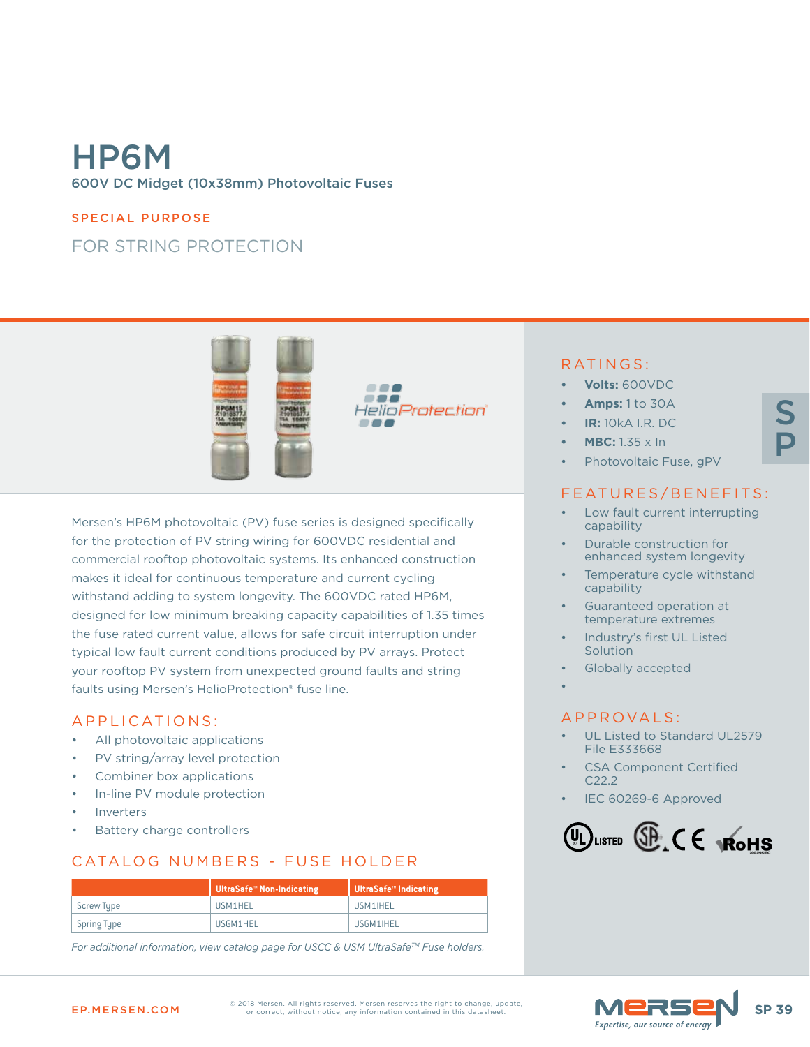# HP6M

600V DC Midget (10x38mm) Photovoltaic Fuses

## SPECIAL PURPOSE

## FOR STRING PROTECTION

Mersen's HP6M photovoltaic (PV) fuse series is designed specifically for the protection of PV string wiring for 600VDC residential and commercial rooftop photovoltaic systems. Its enhanced construction makes it ideal for continuous temperature and current cycling withstand adding to system longevity. The 600VDC rated HP6M, designed for low minimum breaking capacity capabilities of 1.35 times the fuse rated current value, allows for safe circuit interruption under typical low fault current conditions produced by PV arrays. Protect your rooftop PV system from unexpected ground faults and string faults using Mersen's HelioProtection® fuse line.

## APPLICATIONS:

- All photovoltaic applications
- PV string/array level protection
- Combiner box applications
- In-line PV module protection
- Inverters
- Battery charge controllers

## CATALOG NUMBERS - FUSE HOLDER

| | UltraSafe™ Non-Indicating | UltraSafe™ Indicating |
|---|---|---|
| Screw Type | USM1HEL | USM1IHEL |
| Spring Type | USGM1HEL | USGM1IHEL |

*For additional information, view catalog page for USCC & USM UltraSafe™ Fuse holders.*

## RATINGS:

- **Volts:** 600VDC
- **Amps:** 1 to 30A
- **IR:** 10kA I.R. DC
- **MBC:** 1.35 x In
- Photovoltaic Fuse, gPV

## FEATURES/BENEFITS:

- Low fault current interrupting capability
- Durable construction for enhanced system longevity
- Temperature cycle withstand capability
- Guaranteed operation at temperature extremes
- Industry's first UL Listed Solution
- Globally accepted

## APPROVALS:

- UL Listed to Standard UL2579 File E333668
- CSA Component Certified C22.2
- IEC 60269-6 Approved

EP.MERSEN.COM

© 2018 Mersen. All rights reserved. Mersen reserves the right to change, update, or correct, without notice, any information contained in this datasheet.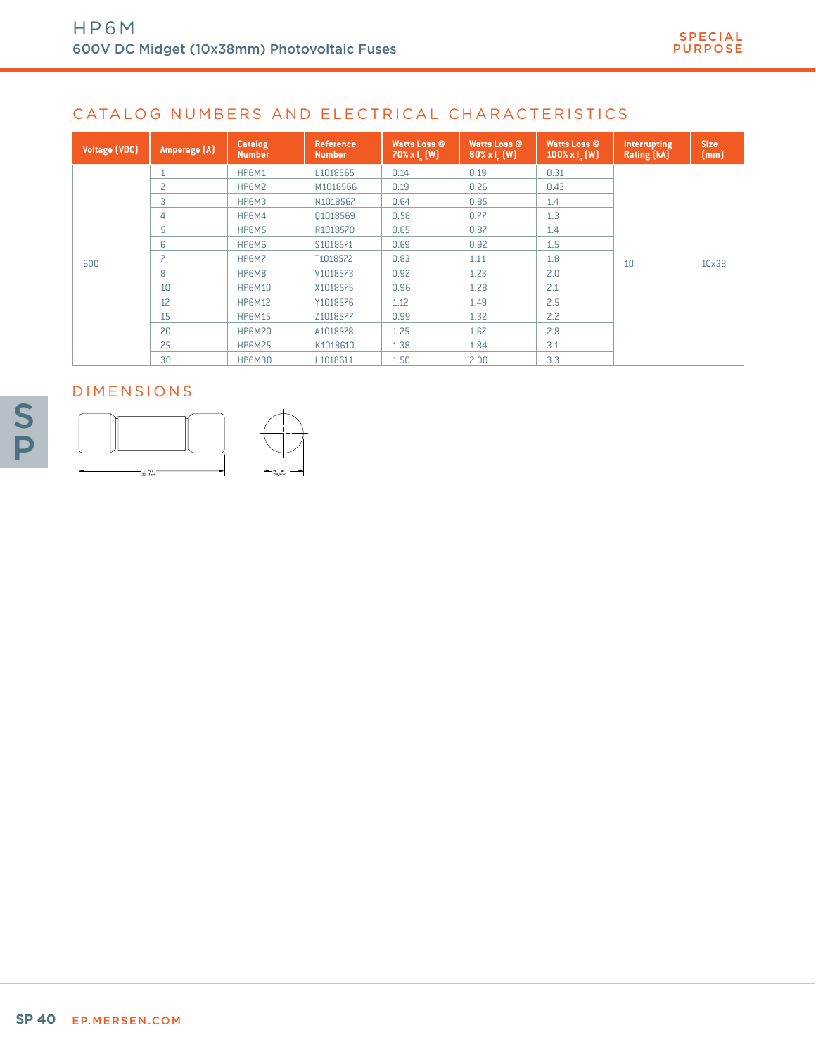# HP6M

## 600V DC Midget (10x38mm) Photovoltaic Fuses

SPECIAL PURPOSE

### CATALOG NUMBERS AND ELECTRICAL CHARACTERISTICS

| Voltage (VDC) | Amperage (A) | Catalog Number | Reference Number | Watts Loss @ 70% x $I_n$ (W) | Watts Loss @ 80% x $I_n$ (W) | Watts Loss @ 100% x $I_n$ (W) | Interrupting Rating (kA) | Size (mm) |
|---|---|---|---|---|---|---|---|---|
| 600 | 1 | HP6M1 | L1018565 | 0.14 | 0.19 | 0.31 | 10 | 10x38 |
| | 2 | HP6M2 | M1018566 | 0.19 | 0.26 | 0.43 | | |
| | 3 | HP6M3 | N1018567 | 0.64 | 0.85 | 1.4 | | |
| | 4 | HP6M4 | Q1018569 | 0.58 | 0.77 | 1.3 | | |
| | 5 | HP6M5 | R1018570 | 0.65 | 0.87 | 1.4 | | |
| | 6 | HP6M6 | S1018571 | 0.69 | 0.92 | 1.5 | | |
| | 7 | HP6M7 | T1018572 | 0.83 | 1.11 | 1.8 | | |
| | 8 | HP6M8 | V1018573 | 0.92 | 1.23 | 2.0 | | |
| | 10 | HP6M10 | X1018575 | 0.96 | 1.28 | 2.1 | | |
| | 12 | HP6M12 | Y1018576 | 1.12 | 1.49 | 2.5 | | |
| | 15 | HP6M15 | Z1018577 | 0.99 | 1.32 | 2.2 | | |
| | 20 | HP6M20 | A1018578 | 1.25 | 1.67 | 2.8 | | |
| | 25 | HP6M25 | K1018610 | 1.38 | 1.84 | 3.1 | | |
| | 30 | HP6M30 | L1018611 | 1.50 | 2.00 | 3.3 | | |

### DIMENSIONS

1.50
38.1mm

Ø .41
10.3mm